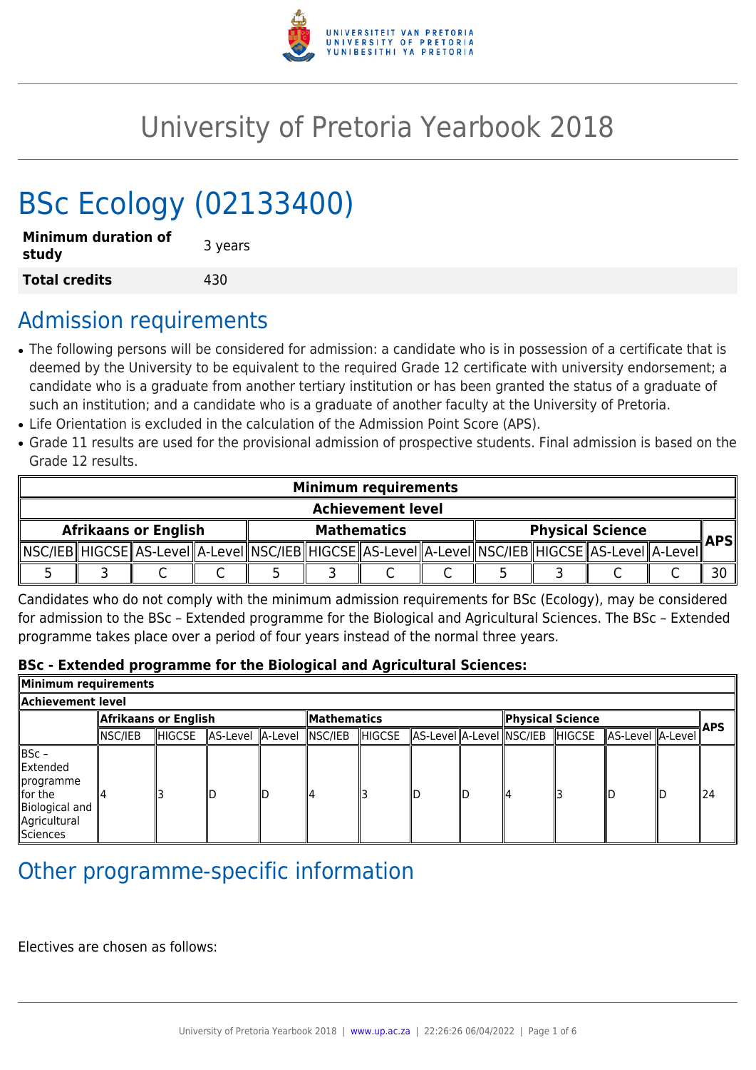# University of Pretoria Yearbook 2018

# BSc Ecology (02133400)

| | |
|---|---|
| **Minimum duration of study** | 3 years |
| **Total credits** | 430 |

## Admission requirements

- The following persons will be considered for admission: a candidate who is in possession of a certificate that is deemed by the University to be equivalent to the required Grade 12 certificate with university endorsement; a candidate who is a graduate from another tertiary institution or has been granted the status of a graduate of such an institution; and a candidate who is a graduate of another faculty at the University of Pretoria.
- Life Orientation is excluded in the calculation of the Admission Point Score (APS).
- Grade 11 results are used for the provisional admission of prospective students. Final admission is based on the Grade 12 results.

| **Minimum requirements** | | | | | | | | | | | | |
|---|---|---|---|---|---|---|---|---|---|---|---|---|
| **Achievement level** | | | | | | | | | | | | |
| **Afrikaans or English** | | | | **Mathematics** | | | | **Physical Science** | | | | **APS** |
| NSC/IEB | HIGCSE | AS-Level | A-Level | NSC/IEB | HIGCSE | AS-Level | A-Level | NSC/IEB | HIGCSE | AS-Level | A-Level | |
| 5 | 3 | C | C | 5 | 3 | C | C | 5 | 3 | C | C | 30 |

Candidates who do not comply with the minimum admission requirements for BSc (Ecology), may be considered for admission to the BSc – Extended programme for the Biological and Agricultural Sciences. The BSc – Extended programme takes place over a period of four years instead of the normal three years.

**BSc - Extended programme for the Biological and Agricultural Sciences:**

| **Minimum requirements** | | | | | | | | | | | | | |
|---|---|---|---|---|---|---|---|---|---|---|---|---|---|
| **Achievement level** | | | | | | | | | | | | | |
| | **Afrikaans or English** | | | | **Mathematics** | | | | **Physical Science** | | | | **APS** |
| | NSC/IEB | HIGCSE | AS-Level | A-Level | NSC/IEB | HIGCSE | AS-Level | A-Level | NSC/IEB | HIGCSE | AS-Level | A-Level | |
| BSc – Extended programme for the Biological and Agricultural Sciences | 4 | 3 | D | D | 4 | 3 | D | D | 4 | 3 | D | D | 24 |

## Other programme-specific information

Electives are chosen as follows: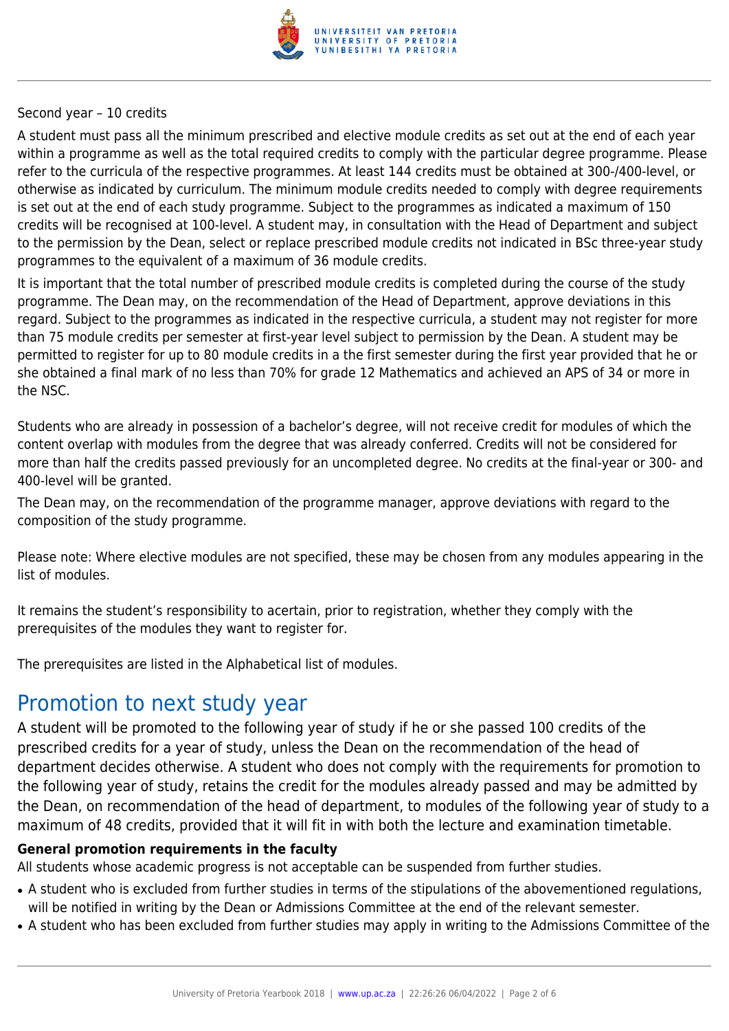Second year – 10 credits

A student must pass all the minimum prescribed and elective module credits as set out at the end of each year within a programme as well as the total required credits to comply with the particular degree programme. Please refer to the curricula of the respective programmes. At least 144 credits must be obtained at 300-/400-level, or otherwise as indicated by curriculum. The minimum module credits needed to comply with degree requirements is set out at the end of each study programme. Subject to the programmes as indicated a maximum of 150 credits will be recognised at 100-level. A student may, in consultation with the Head of Department and subject to the permission by the Dean, select or replace prescribed module credits not indicated in BSc three-year study programmes to the equivalent of a maximum of 36 module credits.

It is important that the total number of prescribed module credits is completed during the course of the study programme. The Dean may, on the recommendation of the Head of Department, approve deviations in this regard. Subject to the programmes as indicated in the respective curricula, a student may not register for more than 75 module credits per semester at first-year level subject to permission by the Dean. A student may be permitted to register for up to 80 module credits in a the first semester during the first year provided that he or she obtained a final mark of no less than 70% for grade 12 Mathematics and achieved an APS of 34 or more in the NSC.

Students who are already in possession of a bachelor's degree, will not receive credit for modules of which the content overlap with modules from the degree that was already conferred. Credits will not be considered for more than half the credits passed previously for an uncompleted degree. No credits at the final-year or 300- and 400-level will be granted.

The Dean may, on the recommendation of the programme manager, approve deviations with regard to the composition of the study programme.

Please note: Where elective modules are not specified, these may be chosen from any modules appearing in the list of modules.

It remains the student's responsibility to acertain, prior to registration, whether they comply with the prerequisites of the modules they want to register for.

The prerequisites are listed in the Alphabetical list of modules.

# Promotion to next study year

A student will be promoted to the following year of study if he or she passed 100 credits of the prescribed credits for a year of study, unless the Dean on the recommendation of the head of department decides otherwise. A student who does not comply with the requirements for promotion to the following year of study, retains the credit for the modules already passed and may be admitted by the Dean, on recommendation of the head of department, to modules of the following year of study to a maximum of 48 credits, provided that it will fit in with both the lecture and examination timetable.

**General promotion requirements in the faculty**

All students whose academic progress is not acceptable can be suspended from further studies.

- A student who is excluded from further studies in terms of the stipulations of the abovementioned regulations, will be notified in writing by the Dean or Admissions Committee at the end of the relevant semester.
- A student who has been excluded from further studies may apply in writing to the Admissions Committee of the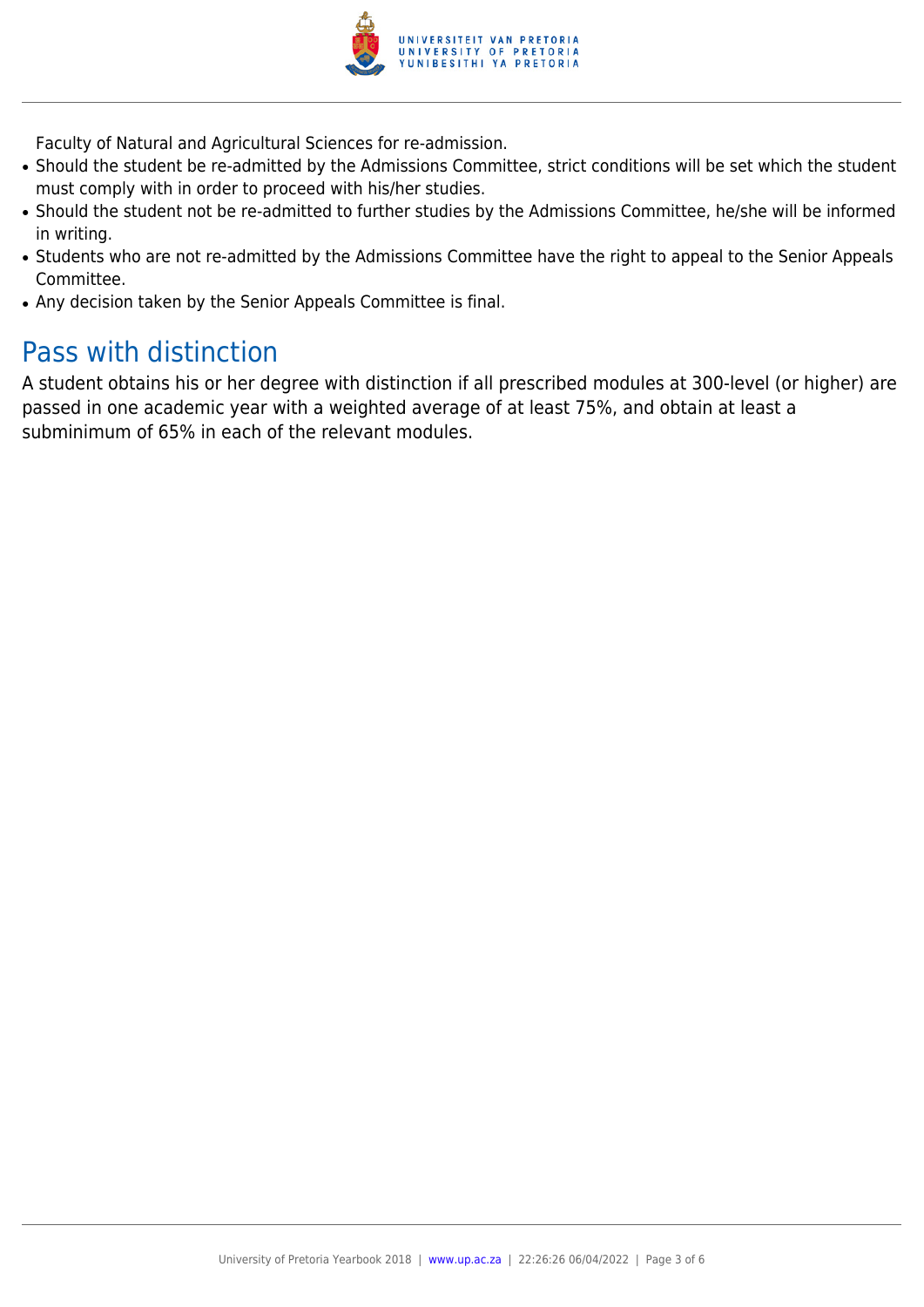Faculty of Natural and Agricultural Sciences for re-admission.

- Should the student be re-admitted by the Admissions Committee, strict conditions will be set which the student must comply with in order to proceed with his/her studies.
- Should the student not be re-admitted to further studies by the Admissions Committee, he/she will be informed in writing.
- Students who are not re-admitted by the Admissions Committee have the right to appeal to the Senior Appeals Committee.
- Any decision taken by the Senior Appeals Committee is final.

## Pass with distinction

A student obtains his or her degree with distinction if all prescribed modules at 300-level (or higher) are passed in one academic year with a weighted average of at least 75%, and obtain at least a subminimum of 65% in each of the relevant modules.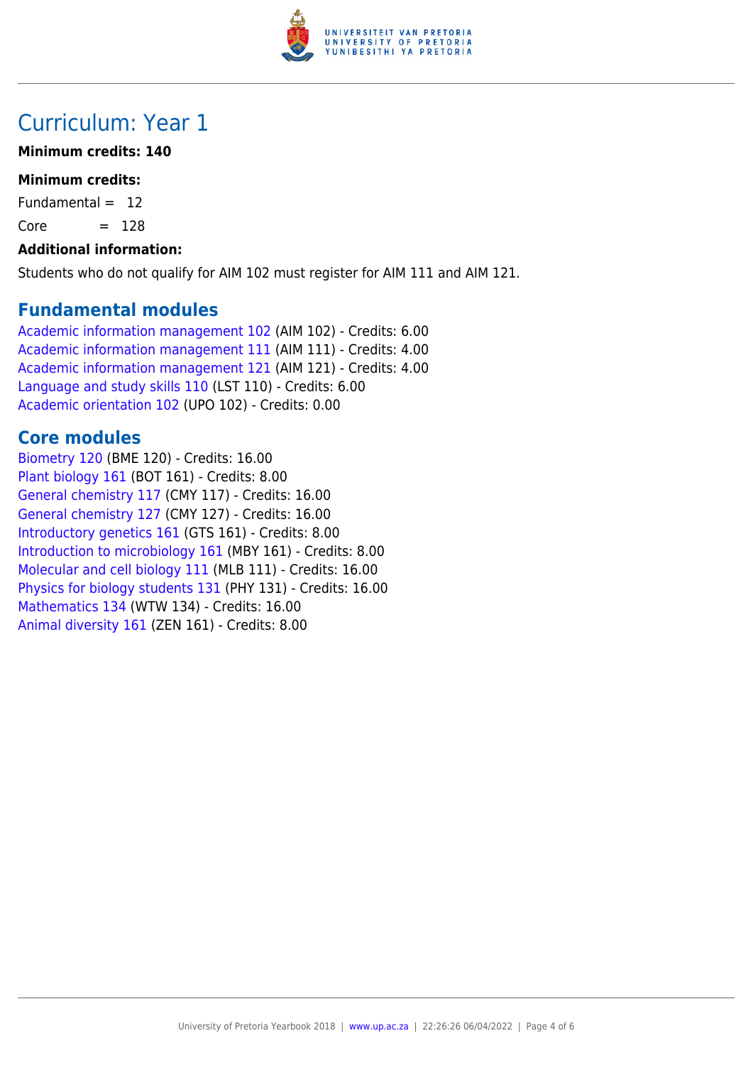# Curriculum: Year 1

**Minimum credits: 140**

**Minimum credits:**

Fundamental = 12

Core = 128

**Additional information:**

Students who do not qualify for AIM 102 must register for AIM 111 and AIM 121.

## Fundamental modules

Academic information management 102 (AIM 102) - Credits: 6.00
Academic information management 111 (AIM 111) - Credits: 4.00
Academic information management 121 (AIM 121) - Credits: 4.00
Language and study skills 110 (LST 110) - Credits: 6.00
Academic orientation 102 (UPO 102) - Credits: 0.00

## Core modules

Biometry 120 (BME 120) - Credits: 16.00
Plant biology 161 (BOT 161) - Credits: 8.00
General chemistry 117 (CMY 117) - Credits: 16.00
General chemistry 127 (CMY 127) - Credits: 16.00
Introductory genetics 161 (GTS 161) - Credits: 8.00
Introduction to microbiology 161 (MBY 161) - Credits: 8.00
Molecular and cell biology 111 (MLB 111) - Credits: 16.00
Physics for biology students 131 (PHY 131) - Credits: 16.00
Mathematics 134 (WTW 134) - Credits: 16.00
Animal diversity 161 (ZEN 161) - Credits: 8.00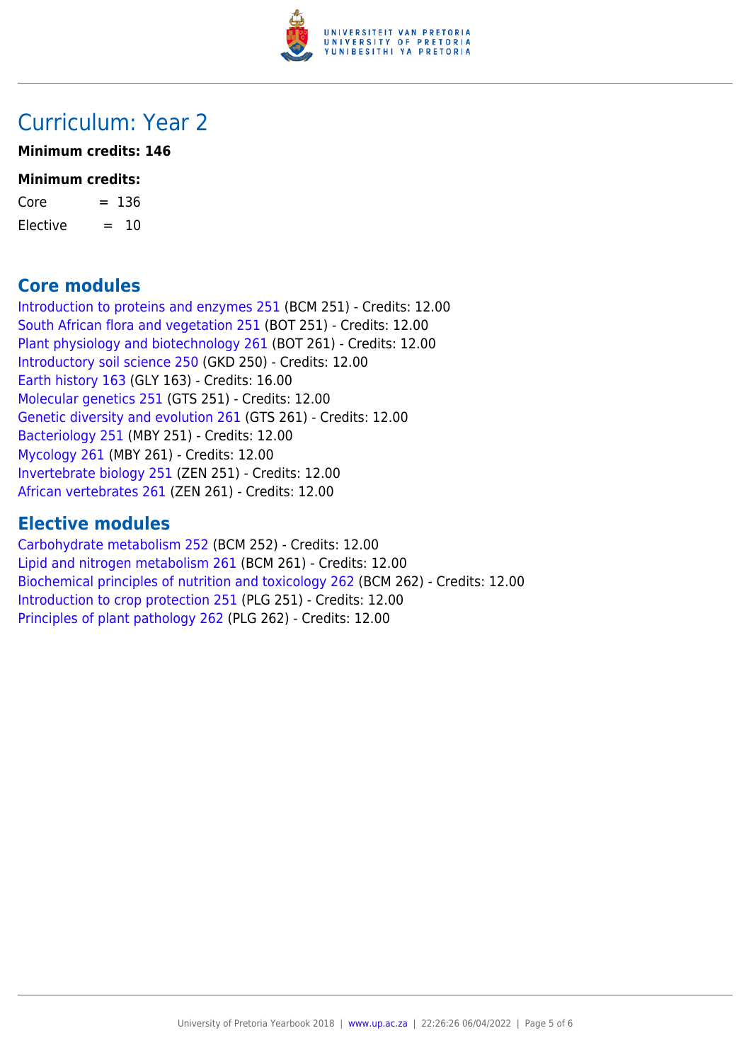# Curriculum: Year 2

**Minimum credits: 146**

**Minimum credits:**

Core = 136

Elective = 10

## Core modules

Introduction to proteins and enzymes 251 (BCM 251) - Credits: 12.00
South African flora and vegetation 251 (BOT 251) - Credits: 12.00
Plant physiology and biotechnology 261 (BOT 261) - Credits: 12.00
Introductory soil science 250 (GKD 250) - Credits: 12.00
Earth history 163 (GLY 163) - Credits: 16.00
Molecular genetics 251 (GTS 251) - Credits: 12.00
Genetic diversity and evolution 261 (GTS 261) - Credits: 12.00
Bacteriology 251 (MBY 251) - Credits: 12.00
Mycology 261 (MBY 261) - Credits: 12.00
Invertebrate biology 251 (ZEN 251) - Credits: 12.00
African vertebrates 261 (ZEN 261) - Credits: 12.00

## Elective modules

Carbohydrate metabolism 252 (BCM 252) - Credits: 12.00
Lipid and nitrogen metabolism 261 (BCM 261) - Credits: 12.00
Biochemical principles of nutrition and toxicology 262 (BCM 262) - Credits: 12.00
Introduction to crop protection 251 (PLG 251) - Credits: 12.00
Principles of plant pathology 262 (PLG 262) - Credits: 12.00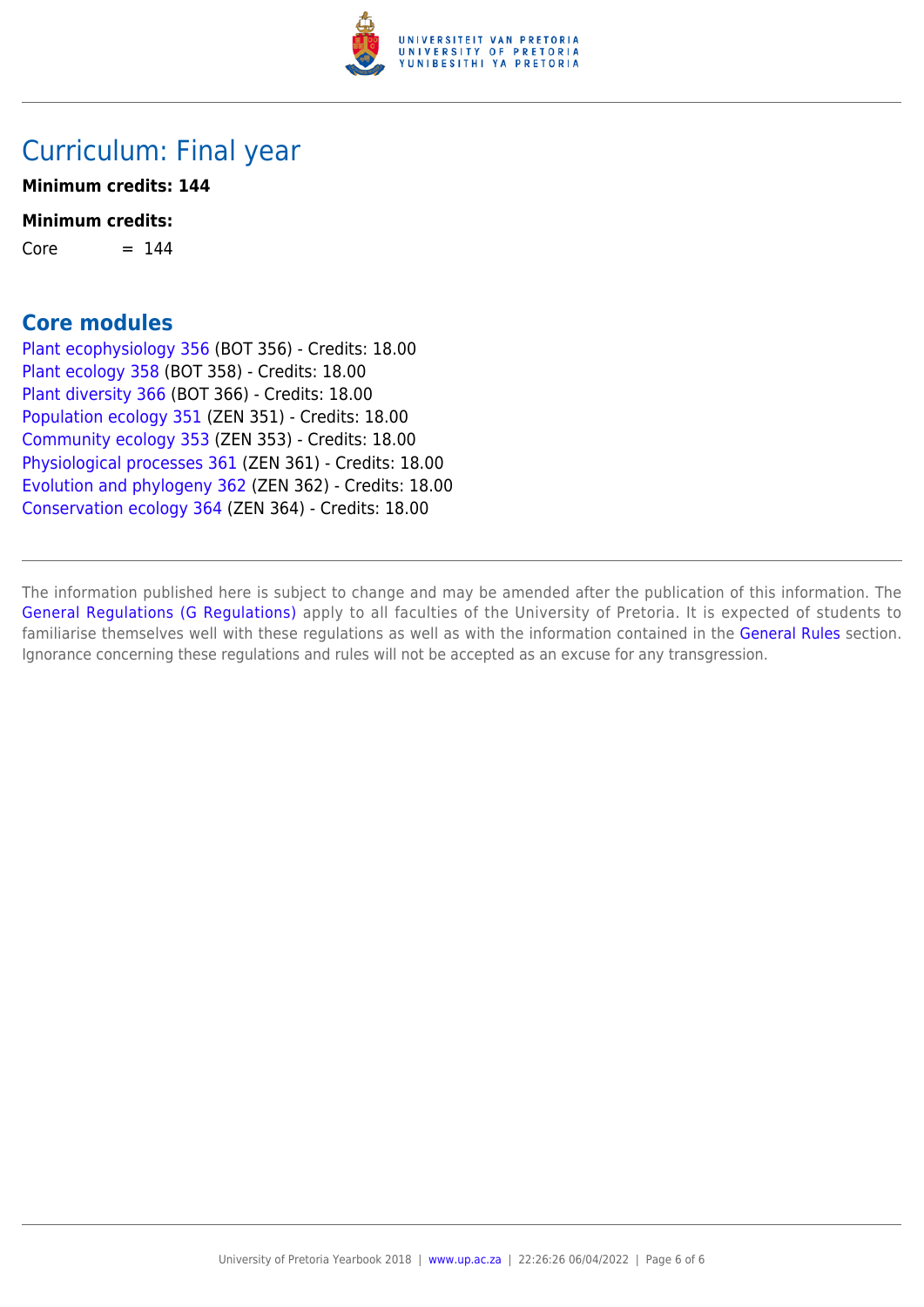# Curriculum: Final year

**Minimum credits: 144**

**Minimum credits:**

Core = 144

## Core modules

Plant ecophysiology 356 (BOT 356) - Credits: 18.00
Plant ecology 358 (BOT 358) - Credits: 18.00
Plant diversity 366 (BOT 366) - Credits: 18.00
Population ecology 351 (ZEN 351) - Credits: 18.00
Community ecology 353 (ZEN 353) - Credits: 18.00
Physiological processes 361 (ZEN 361) - Credits: 18.00
Evolution and phylogeny 362 (ZEN 362) - Credits: 18.00
Conservation ecology 364 (ZEN 364) - Credits: 18.00

---

The information published here is subject to change and may be amended after the publication of this information. The General Regulations (G Regulations) apply to all faculties of the University of Pretoria. It is expected of students to familiarise themselves well with these regulations as well as with the information contained in the General Rules section. Ignorance concerning these regulations and rules will not be accepted as an excuse for any transgression.